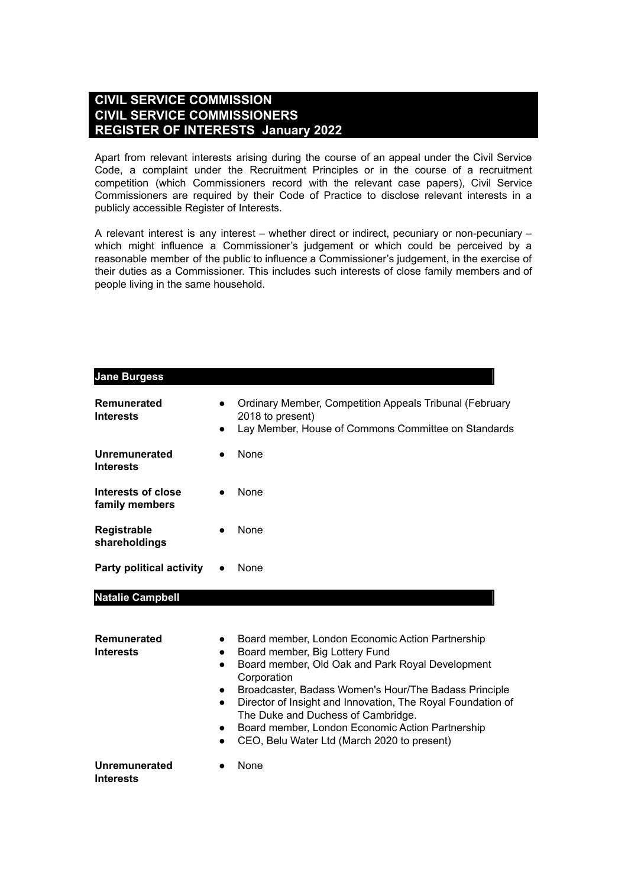# CIVIL SERVICE COMMISSION
# CIVIL SERVICE COMMISSIONERS
# REGISTER OF INTERESTS January 2022

Apart from relevant interests arising during the course of an appeal under the Civil Service Code, a complaint under the Recruitment Principles or in the course of a recruitment competition (which Commissioners record with the relevant case papers), Civil Service Commissioners are required by their Code of Practice to disclose relevant interests in a publicly accessible Register of Interests.

A relevant interest is any interest – whether direct or indirect, pecuniary or non-pecuniary – which might influence a Commissioner's judgement or which could be perceived by a reasonable member of the public to influence a Commissioner's judgement, in the exercise of their duties as a Commissioner. This includes such interests of close family members and of people living in the same household.

## Jane Burgess

**Remunerated Interests**

- Ordinary Member, Competition Appeals Tribunal (February 2018 to present)
- Lay Member, House of Commons Committee on Standards

**Unremunerated Interests**

- None

**Interests of close family members**

- None

**Registrable shareholdings**

- None

**Party political activity**

- None

## Natalie Campbell

**Remunerated Interests**

- Board member, London Economic Action Partnership
- Board member, Big Lottery Fund
- Board member, Old Oak and Park Royal Development Corporation
- Broadcaster, Badass Women's Hour/The Badass Principle
- Director of Insight and Innovation, The Royal Foundation of The Duke and Duchess of Cambridge.
- Board member, London Economic Action Partnership
- CEO, Belu Water Ltd (March 2020 to present)

**Unremunerated Interests**

- None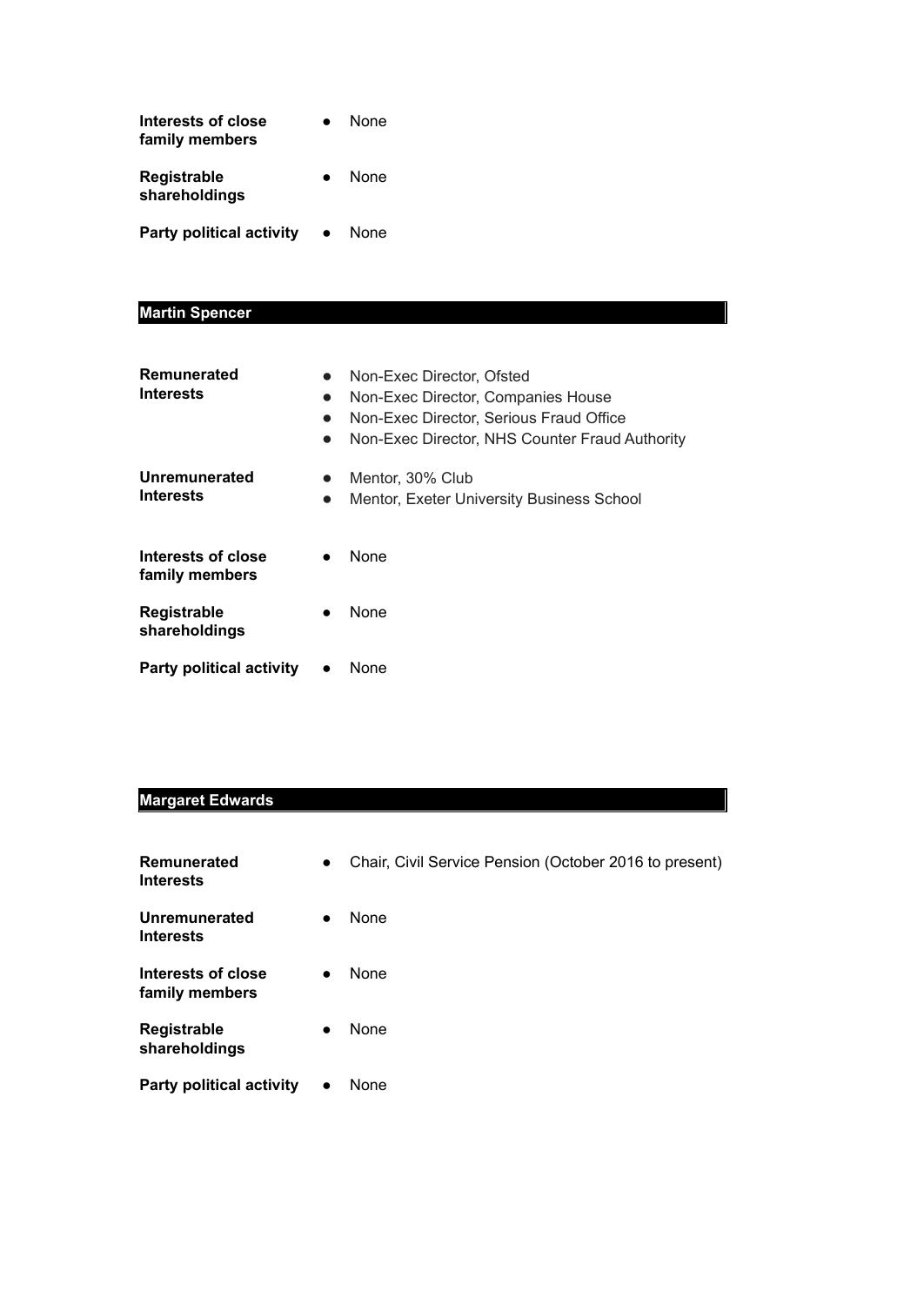**Interests of close family members**
- None

**Registrable shareholdings**
- None

**Party political activity**
- None

## Martin Spencer

**Remunerated Interests**
- Non-Exec Director, Ofsted
- Non-Exec Director, Companies House
- Non-Exec Director, Serious Fraud Office
- Non-Exec Director, NHS Counter Fraud Authority

**Unremunerated Interests**
- Mentor, 30% Club
- Mentor, Exeter University Business School

**Interests of close family members**
- None

**Registrable shareholdings**
- None

**Party political activity**
- None

## Margaret Edwards

**Remunerated Interests**
- Chair, Civil Service Pension (October 2016 to present)

**Unremunerated Interests**
- None

**Interests of close family members**
- None

**Registrable shareholdings**
- None

**Party political activity**
- None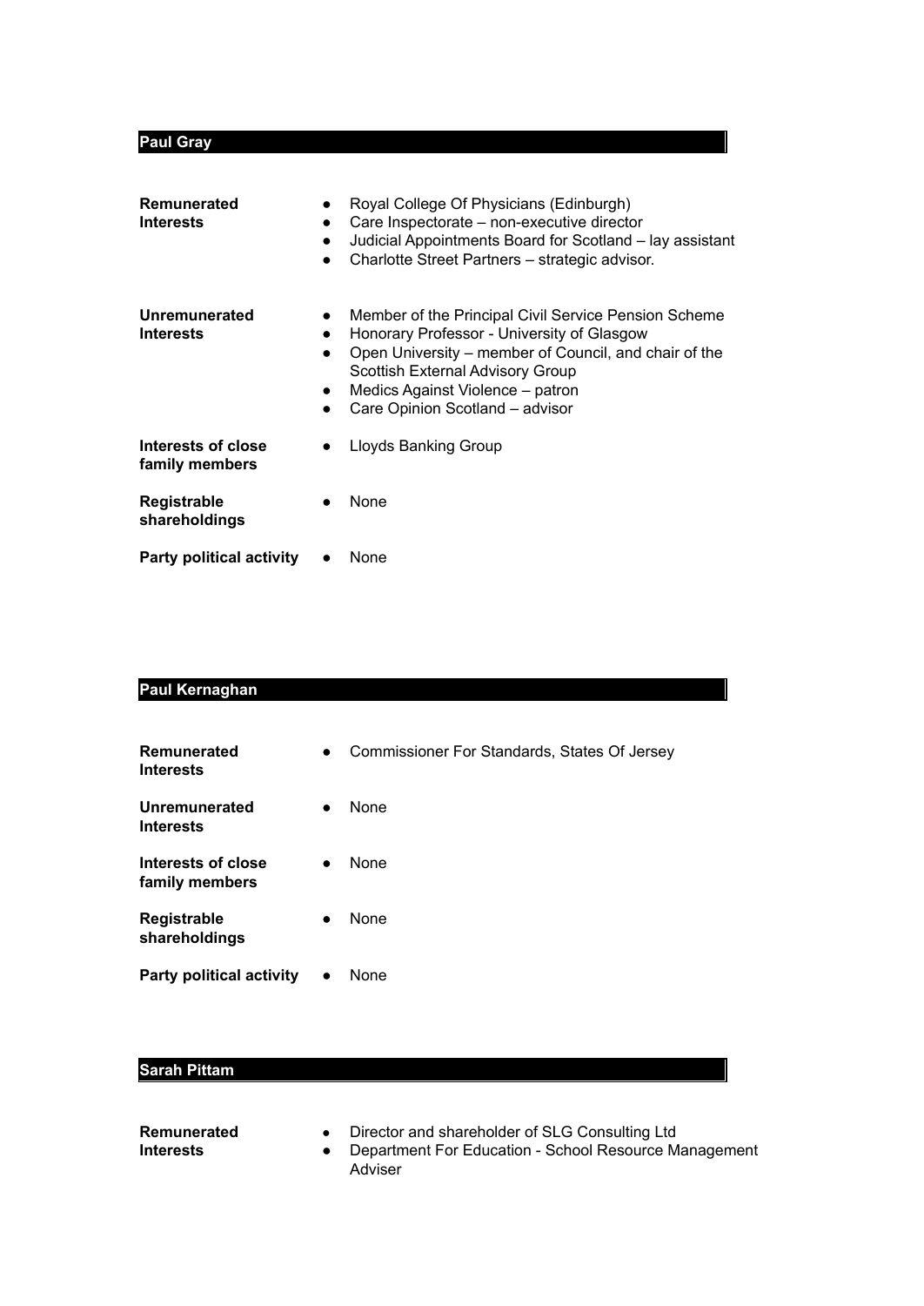## Paul Gray

| | |
|---|---|
| **Remunerated Interests** | • Royal College Of Physicians (Edinburgh)<br>• Care Inspectorate – non-executive director<br>• Judicial Appointments Board for Scotland – lay assistant<br>• Charlotte Street Partners – strategic advisor. |
| **Unremunerated Interests** | • Member of the Principal Civil Service Pension Scheme<br>• Honorary Professor - University of Glasgow<br>• Open University – member of Council, and chair of the Scottish External Advisory Group<br>• Medics Against Violence – patron<br>• Care Opinion Scotland – advisor |
| **Interests of close family members** | • Lloyds Banking Group |
| **Registrable shareholdings** | • None |
| **Party political activity** | • None |

## Paul Kernaghan

| | |
|---|---|
| **Remunerated Interests** | • Commissioner For Standards, States Of Jersey |
| **Unremunerated Interests** | • None |
| **Interests of close family members** | • None |
| **Registrable shareholdings** | • None |
| **Party political activity** | • None |

## Sarah Pittam

| | |
|---|---|
| **Remunerated Interests** | • Director and shareholder of SLG Consulting Ltd<br>• Department For Education - School Resource Management Adviser |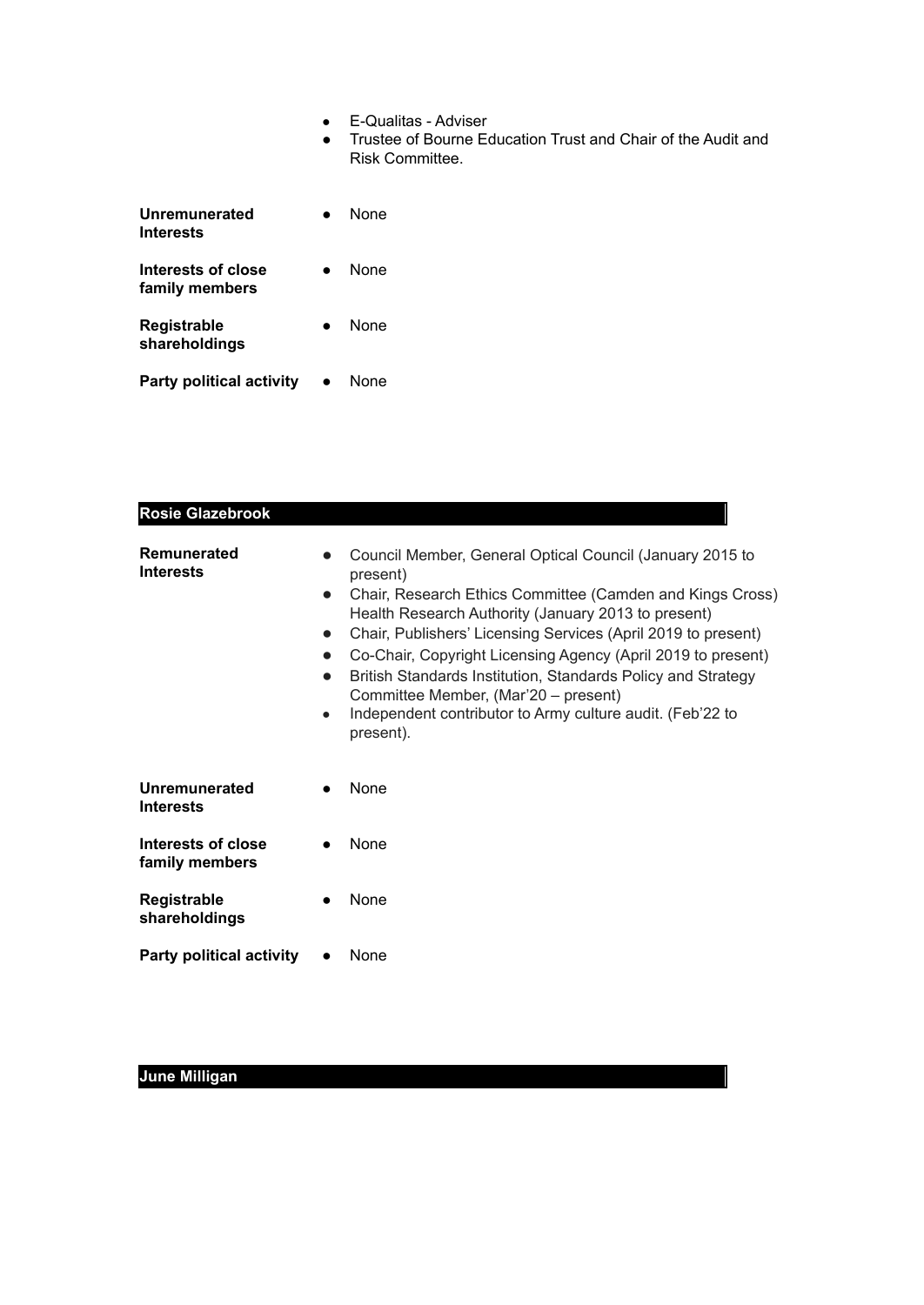- E-Qualitas - Adviser
- Trustee of Bourne Education Trust and Chair of the Audit and Risk Committee.

**Unremunerated Interests**
- None

**Interests of close family members**
- None

**Registrable shareholdings**
- None

**Party political activity**
- None

## Rosie Glazebrook

**Remunerated Interests**
- Council Member, General Optical Council (January 2015 to present)
- Chair, Research Ethics Committee (Camden and Kings Cross) Health Research Authority (January 2013 to present)
- Chair, Publishers' Licensing Services (April 2019 to present)
- Co-Chair, Copyright Licensing Agency (April 2019 to present)
- British Standards Institution, Standards Policy and Strategy Committee Member, (Mar'20 – present)
- Independent contributor to Army culture audit. (Feb'22 to present).

**Unremunerated Interests**
- None

**Interests of close family members**
- None

**Registrable shareholdings**
- None

**Party political activity**
- None

## June Milligan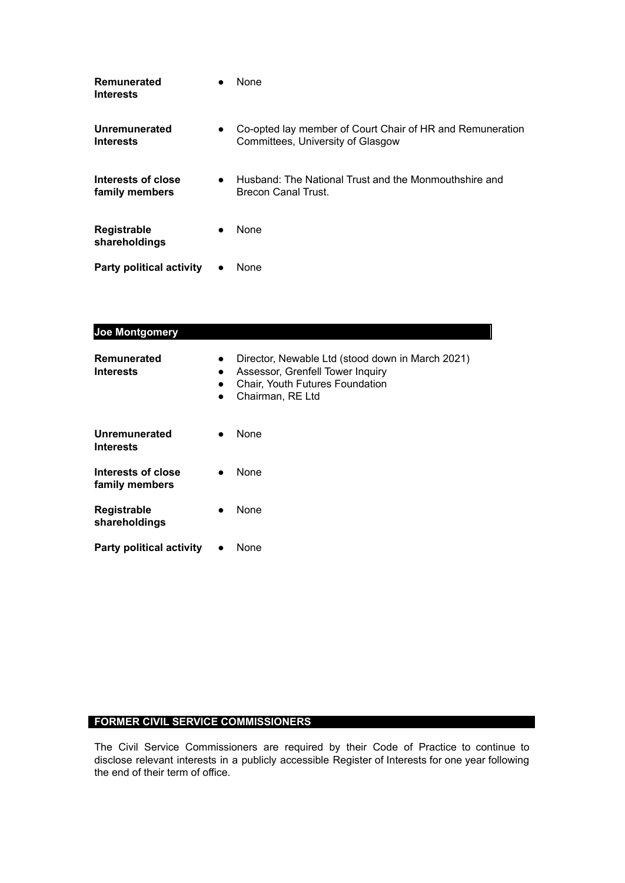| | |
|---|---|
| **Remunerated Interests** | • None |
| **Unremunerated Interests** | • Co-opted lay member of Court Chair of HR and Remuneration Committees, University of Glasgow |
| **Interests of close family members** | • Husband: The National Trust and the Monmouthshire and Brecon Canal Trust. |
| **Registrable shareholdings** | • None |
| **Party political activity** | • None |

## Joe Montgomery

| | |
|---|---|
| **Remunerated Interests** | • Director, Newable Ltd (stood down in March 2021)<br>• Assessor, Grenfell Tower Inquiry<br>• Chair, Youth Futures Foundation<br>• Chairman, RE Ltd |
| **Unremunerated Interests** | • None |
| **Interests of close family members** | • None |
| **Registrable shareholdings** | • None |
| **Party political activity** | • None |

## FORMER CIVIL SERVICE COMMISSIONERS

The Civil Service Commissioners are required by their Code of Practice to continue to disclose relevant interests in a publicly accessible Register of Interests for one year following the end of their term of office.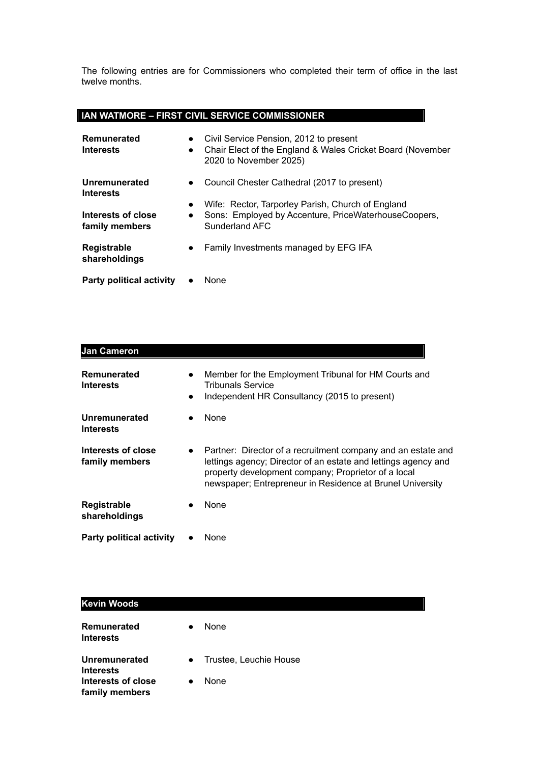The following entries are for Commissioners who completed their term of office in the last twelve months.

## IAN WATMORE – FIRST CIVIL SERVICE COMMISSIONER

| | |
|---|---|
| **Remunerated Interests** | • Civil Service Pension, 2012 to present<br>• Chair Elect of the England & Wales Cricket Board (November 2020 to November 2025) |
| **Unremunerated Interests** | • Council Chester Cathedral (2017 to present) |
| **Interests of close family members** | • Wife: Rector, Tarporley Parish, Church of England<br>• Sons: Employed by Accenture, PriceWaterhouseCoopers, Sunderland AFC |
| **Registrable shareholdings** | • Family Investments managed by EFG IFA |
| **Party political activity** | • None |

## Jan Cameron

| | |
|---|---|
| **Remunerated Interests** | • Member for the Employment Tribunal for HM Courts and Tribunals Service<br>• Independent HR Consultancy (2015 to present) |
| **Unremunerated Interests** | • None |
| **Interests of close family members** | • Partner: Director of a recruitment company and an estate and lettings agency; Director of an estate and lettings agency and property development company; Proprietor of a local newspaper; Entrepreneur in Residence at Brunel University |
| **Registrable shareholdings** | • None |
| **Party political activity** | • None |

## Kevin Woods

| | |
|---|---|
| **Remunerated Interests** | • None |
| **Unremunerated Interests** | • Trustee, Leuchie House |
| **Interests of close family members** | • None |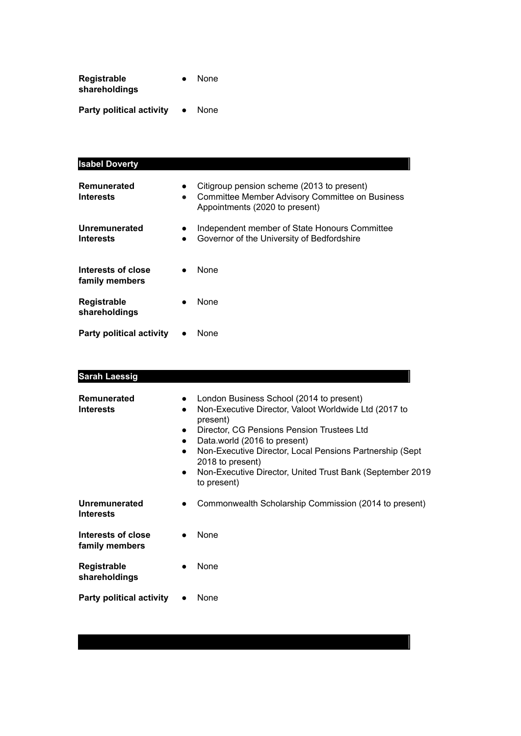**Registrable shareholdings**
- None

**Party political activity**
- None

## Isabel Doverty

**Remunerated Interests**
- Citigroup pension scheme (2013 to present)
- Committee Member Advisory Committee on Business Appointments (2020 to present)

**Unremunerated Interests**
- Independent member of State Honours Committee
- Governor of the University of Bedfordshire

**Interests of close family members**
- None

**Registrable shareholdings**
- None

**Party political activity**
- None

## Sarah Laessig

**Remunerated Interests**
- London Business School (2014 to present)
- Non-Executive Director, Valoot Worldwide Ltd (2017 to present)
- Director, CG Pensions Pension Trustees Ltd
- Data.world (2016 to present)
- Non-Executive Director, Local Pensions Partnership (Sept 2018 to present)
- Non-Executive Director, United Trust Bank (September 2019 to present)

**Unremunerated Interests**
- Commonwealth Scholarship Commission (2014 to present)

**Interests of close family members**
- None

**Registrable shareholdings**
- None

**Party political activity**
- None